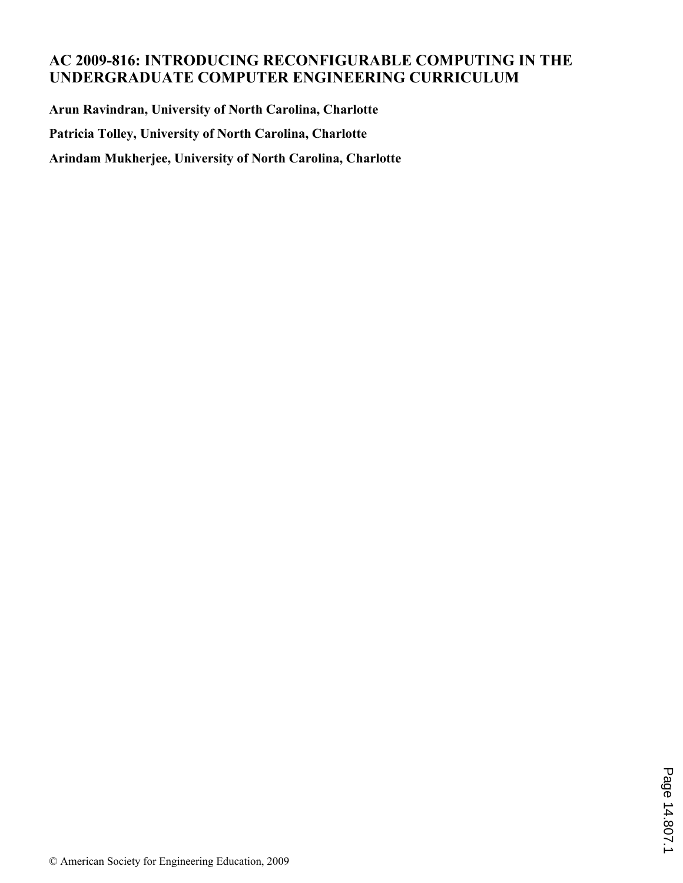# AC 2009-816: INTRODUCING RECONFIGURABLE COMPUTING IN THE UNDERGRADUATE COMPUTER ENGINEERING CURRICULUM

**Arun Ravindran, University of North Carolina, Charlotte**

**Patricia Tolley, University of North Carolina, Charlotte**

**Arindam Mukherjee, University of North Carolina, Charlotte**

© American Society for Engineering Education, 2009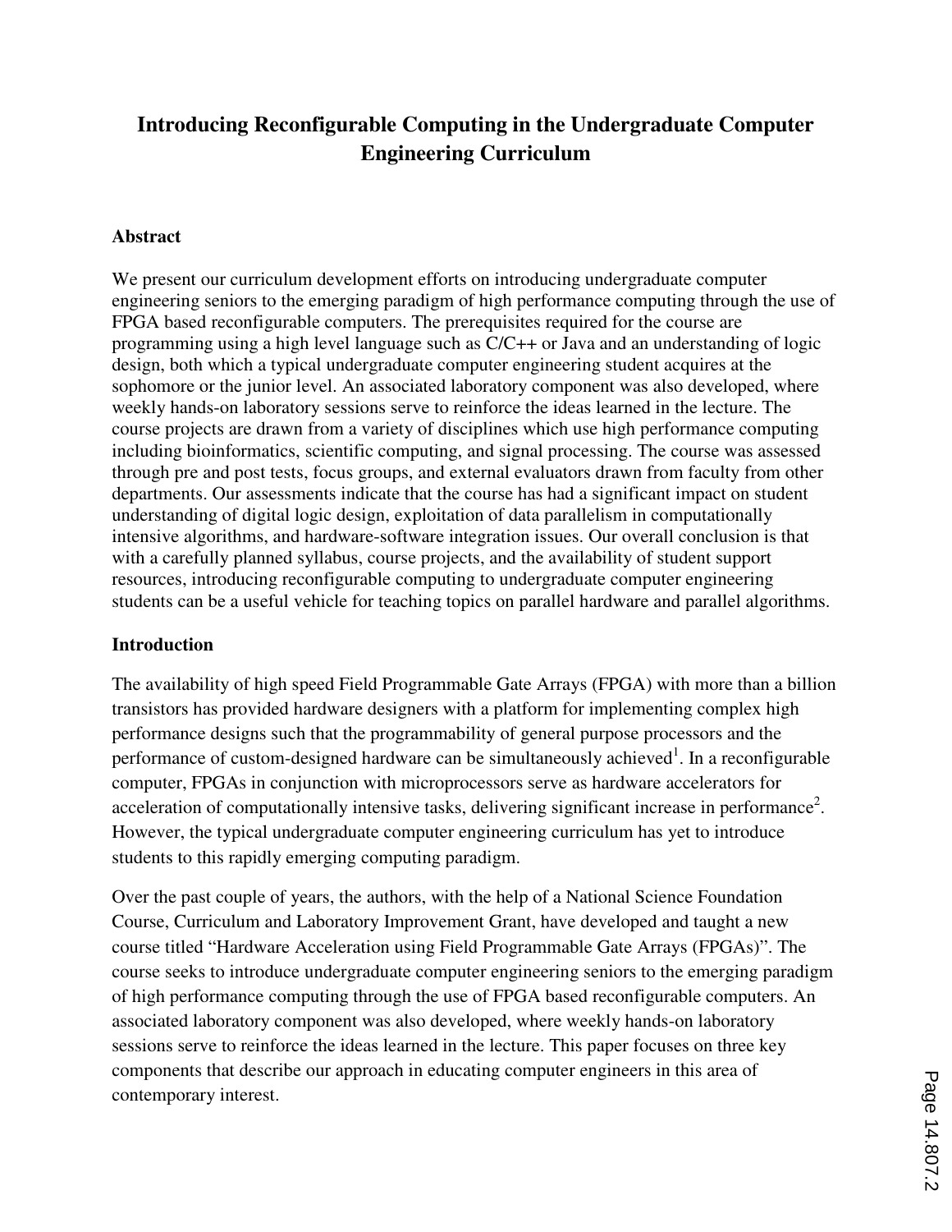# Introducing Reconfigurable Computing in the Undergraduate Computer Engineering Curriculum

## Abstract

We present our curriculum development efforts on introducing undergraduate computer engineering seniors to the emerging paradigm of high performance computing through the use of FPGA based reconfigurable computers. The prerequisites required for the course are programming using a high level language such as C/C++ or Java and an understanding of logic design, both which a typical undergraduate computer engineering student acquires at the sophomore or the junior level. An associated laboratory component was also developed, where weekly hands-on laboratory sessions serve to reinforce the ideas learned in the lecture. The course projects are drawn from a variety of disciplines which use high performance computing including bioinformatics, scientific computing, and signal processing. The course was assessed through pre and post tests, focus groups, and external evaluators drawn from faculty from other departments. Our assessments indicate that the course has had a significant impact on student understanding of digital logic design, exploitation of data parallelism in computationally intensive algorithms, and hardware-software integration issues. Our overall conclusion is that with a carefully planned syllabus, course projects, and the availability of student support resources, introducing reconfigurable computing to undergraduate computer engineering students can be a useful vehicle for teaching topics on parallel hardware and parallel algorithms.

## Introduction

The availability of high speed Field Programmable Gate Arrays (FPGA) with more than a billion transistors has provided hardware designers with a platform for implementing complex high performance designs such that the programmability of general purpose processors and the performance of custom-designed hardware can be simultaneously achieved[1]. In a reconfigurable computer, FPGAs in conjunction with microprocessors serve as hardware accelerators for acceleration of computationally intensive tasks, delivering significant increase in performance[2]. However, the typical undergraduate computer engineering curriculum has yet to introduce students to this rapidly emerging computing paradigm.

Over the past couple of years, the authors, with the help of a National Science Foundation Course, Curriculum and Laboratory Improvement Grant, have developed and taught a new course titled "Hardware Acceleration using Field Programmable Gate Arrays (FPGAs)". The course seeks to introduce undergraduate computer engineering seniors to the emerging paradigm of high performance computing through the use of FPGA based reconfigurable computers. An associated laboratory component was also developed, where weekly hands-on laboratory sessions serve to reinforce the ideas learned in the lecture. This paper focuses on three key components that describe our approach in educating computer engineers in this area of contemporary interest.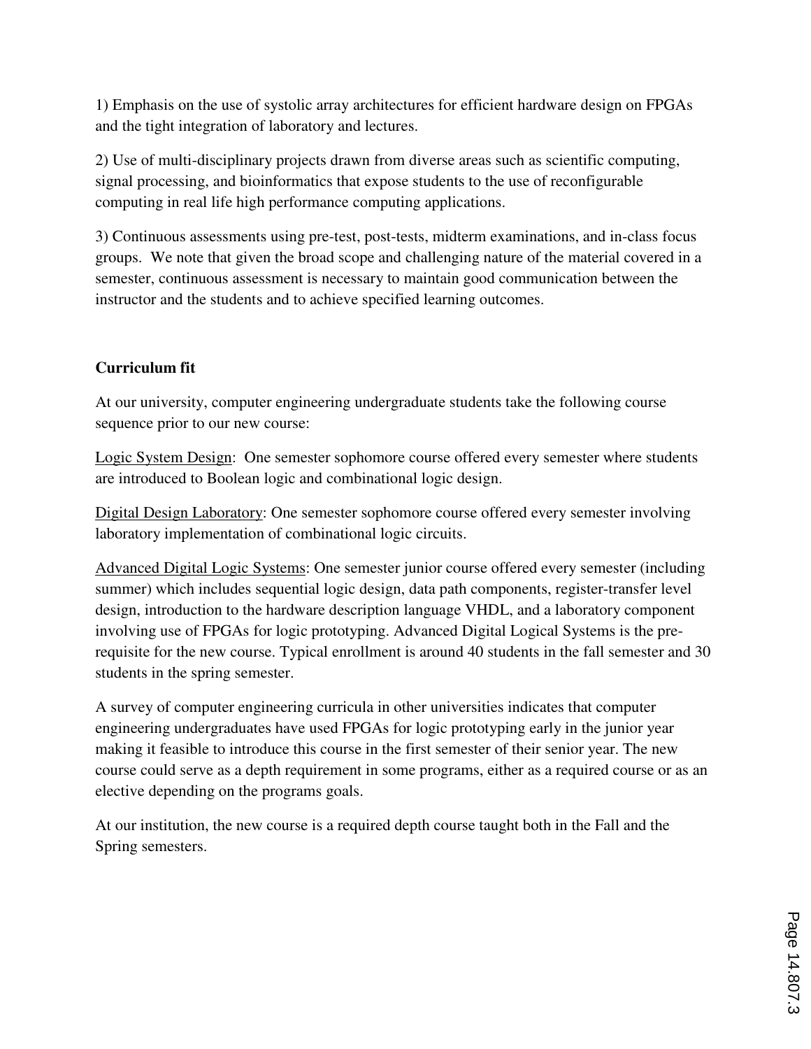1) Emphasis on the use of systolic array architectures for efficient hardware design on FPGAs and the tight integration of laboratory and lectures.

2) Use of multi-disciplinary projects drawn from diverse areas such as scientific computing, signal processing, and bioinformatics that expose students to the use of reconfigurable computing in real life high performance computing applications.

3) Continuous assessments using pre-test, post-tests, midterm examinations, and in-class focus groups. We note that given the broad scope and challenging nature of the material covered in a semester, continuous assessment is necessary to maintain good communication between the instructor and the students and to achieve specified learning outcomes.

**Curriculum fit**

At our university, computer engineering undergraduate students take the following course sequence prior to our new course:

Logic System Design: One semester sophomore course offered every semester where students are introduced to Boolean logic and combinational logic design.

Digital Design Laboratory: One semester sophomore course offered every semester involving laboratory implementation of combinational logic circuits.

Advanced Digital Logic Systems: One semester junior course offered every semester (including summer) which includes sequential logic design, data path components, register-transfer level design, introduction to the hardware description language VHDL, and a laboratory component involving use of FPGAs for logic prototyping. Advanced Digital Logical Systems is the pre-requisite for the new course. Typical enrollment is around 40 students in the fall semester and 30 students in the spring semester.

A survey of computer engineering curricula in other universities indicates that computer engineering undergraduates have used FPGAs for logic prototyping early in the junior year making it feasible to introduce this course in the first semester of their senior year. The new course could serve as a depth requirement in some programs, either as a required course or as an elective depending on the programs goals.

At our institution, the new course is a required depth course taught both in the Fall and the Spring semesters.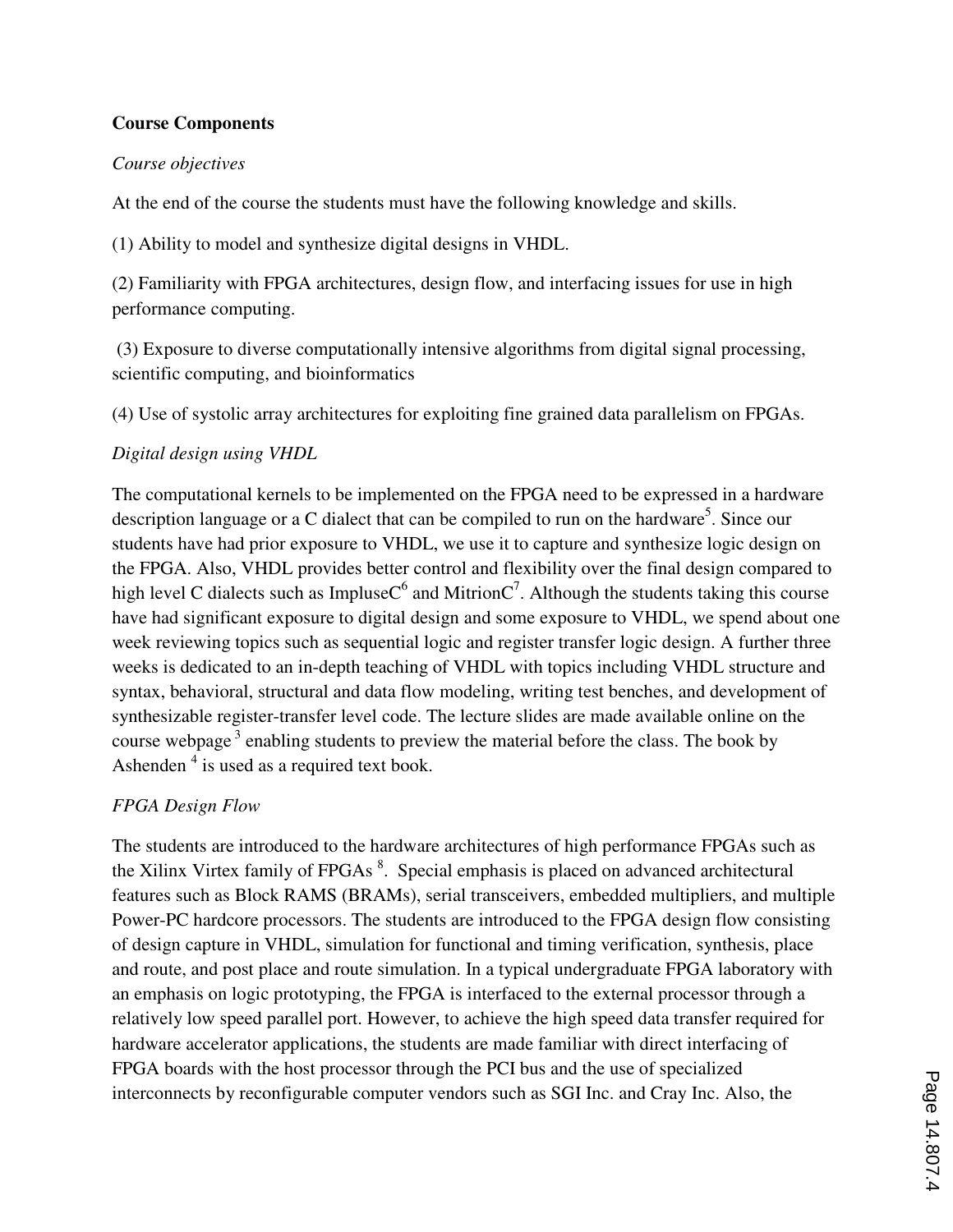**Course Components**

*Course objectives*

At the end of the course the students must have the following knowledge and skills.

(1) Ability to model and synthesize digital designs in VHDL.

(2) Familiarity with FPGA architectures, design flow, and interfacing issues for use in high performance computing.

(3) Exposure to diverse computationally intensive algorithms from digital signal processing, scientific computing, and bioinformatics

(4) Use of systolic array architectures for exploiting fine grained data parallelism on FPGAs.

*Digital design using VHDL*

The computational kernels to be implemented on the FPGA need to be expressed in a hardware description language or a C dialect that can be compiled to run on the hardware[5]. Since our students have had prior exposure to VHDL, we use it to capture and synthesize logic design on the FPGA. Also, VHDL provides better control and flexibility over the final design compared to high level C dialects such as ImpluseC[6] and MitrionC[7]. Although the students taking this course have had significant exposure to digital design and some exposure to VHDL, we spend about one week reviewing topics such as sequential logic and register transfer logic design. A further three weeks is dedicated to an in-depth teaching of VHDL with topics including VHDL structure and syntax, behavioral, structural and data flow modeling, writing test benches, and development of synthesizable register-transfer level code. The lecture slides are made available online on the course webpage [3] enabling students to preview the material before the class. The book by Ashenden [4] is used as a required text book.

*FPGA Design Flow*

The students are introduced to the hardware architectures of high performance FPGAs such as the Xilinx Virtex family of FPGAs [8]. Special emphasis is placed on advanced architectural features such as Block RAMS (BRAMs), serial transceivers, embedded multipliers, and multiple Power-PC hardcore processors. The students are introduced to the FPGA design flow consisting of design capture in VHDL, simulation for functional and timing verification, synthesis, place and route, and post place and route simulation. In a typical undergraduate FPGA laboratory with an emphasis on logic prototyping, the FPGA is interfaced to the external processor through a relatively low speed parallel port. However, to achieve the high speed data transfer required for hardware accelerator applications, the students are made familiar with direct interfacing of FPGA boards with the host processor through the PCI bus and the use of specialized interconnects by reconfigurable computer vendors such as SGI Inc. and Cray Inc. Also, the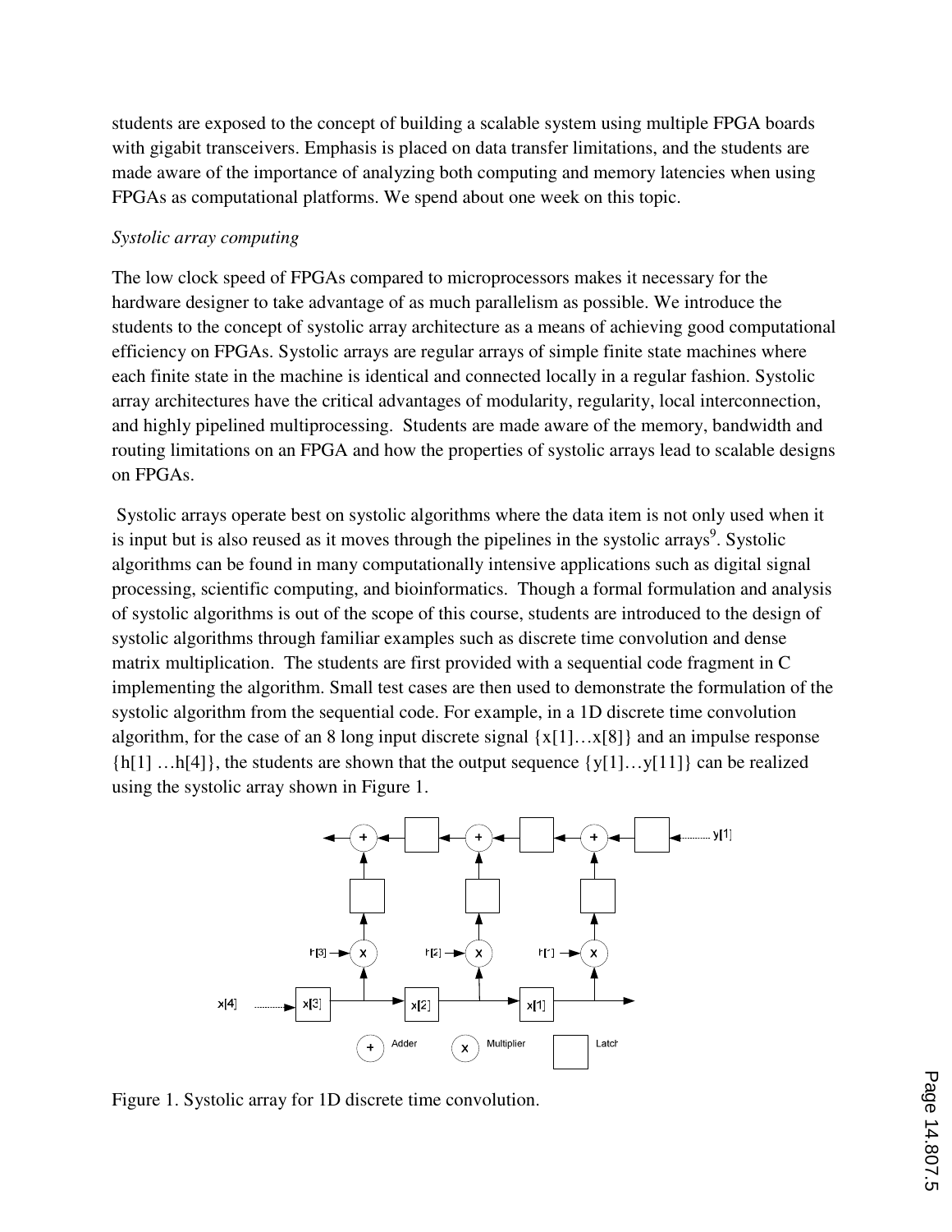students are exposed to the concept of building a scalable system using multiple FPGA boards with gigabit transceivers. Emphasis is placed on data transfer limitations, and the students are made aware of the importance of analyzing both computing and memory latencies when using FPGAs as computational platforms. We spend about one week on this topic.

*Systolic array computing*

The low clock speed of FPGAs compared to microprocessors makes it necessary for the hardware designer to take advantage of as much parallelism as possible. We introduce the students to the concept of systolic array architecture as a means of achieving good computational efficiency on FPGAs. Systolic arrays are regular arrays of simple finite state machines where each finite state in the machine is identical and connected locally in a regular fashion. Systolic array architectures have the critical advantages of modularity, regularity, local interconnection, and highly pipelined multiprocessing. Students are made aware of the memory, bandwidth and routing limitations on an FPGA and how the properties of systolic arrays lead to scalable designs on FPGAs.

Systolic arrays operate best on systolic algorithms where the data item is not only used when it is input but is also reused as it moves through the pipelines in the systolic arrays[9]. Systolic algorithms can be found in many computationally intensive applications such as digital signal processing, scientific computing, and bioinformatics. Though a formal formulation and analysis of systolic algorithms is out of the scope of this course, students are introduced to the design of systolic algorithms through familiar examples such as discrete time convolution and dense matrix multiplication. The students are first provided with a sequential code fragment in C implementing the algorithm. Small test cases are then used to demonstrate the formulation of the systolic algorithm from the sequential code. For example, in a 1D discrete time convolution algorithm, for the case of an 8 long input discrete signal $\{x[1] \ldots x[8]\}$ and an impulse response $\{h[1] \ldots h[4]\}$, the students are shown that the output sequence $\{y[1] \ldots y[11]\}$ can be realized using the systolic array shown in Figure 1.

Figure 1. Systolic array for 1D discrete time convolution.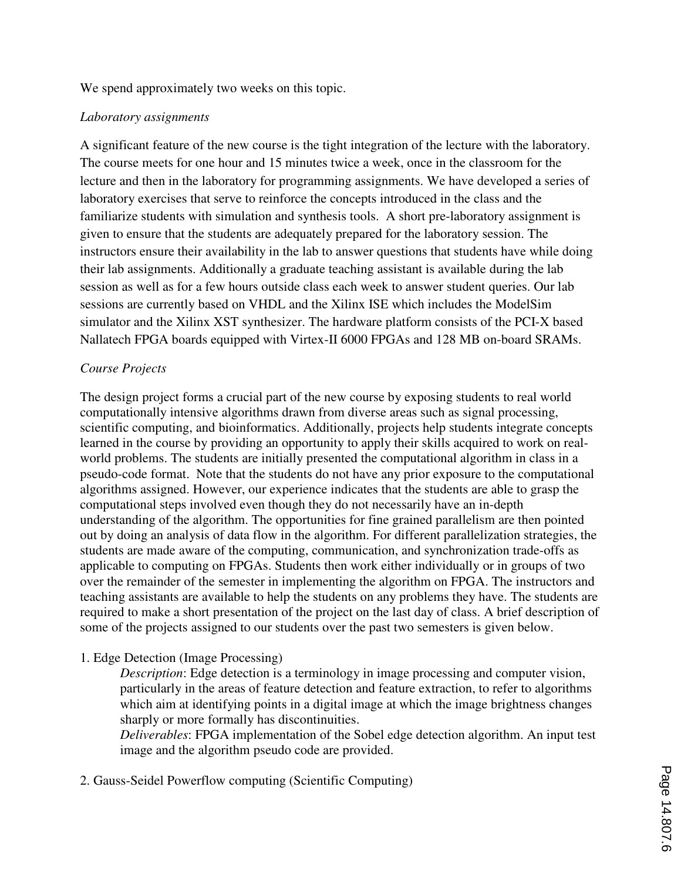We spend approximately two weeks on this topic.

*Laboratory assignments*

A significant feature of the new course is the tight integration of the lecture with the laboratory. The course meets for one hour and 15 minutes twice a week, once in the classroom for the lecture and then in the laboratory for programming assignments. We have developed a series of laboratory exercises that serve to reinforce the concepts introduced in the class and the familiarize students with simulation and synthesis tools. A short pre-laboratory assignment is given to ensure that the students are adequately prepared for the laboratory session. The instructors ensure their availability in the lab to answer questions that students have while doing their lab assignments. Additionally a graduate teaching assistant is available during the lab session as well as for a few hours outside class each week to answer student queries. Our lab sessions are currently based on VHDL and the Xilinx ISE which includes the ModelSim simulator and the Xilinx XST synthesizer. The hardware platform consists of the PCI-X based Nallatech FPGA boards equipped with Virtex-II 6000 FPGAs and 128 MB on-board SRAMs.

*Course Projects*

The design project forms a crucial part of the new course by exposing students to real world computationally intensive algorithms drawn from diverse areas such as signal processing, scientific computing, and bioinformatics. Additionally, projects help students integrate concepts learned in the course by providing an opportunity to apply their skills acquired to work on real-world problems. The students are initially presented the computational algorithm in class in a pseudo-code format. Note that the students do not have any prior exposure to the computational algorithms assigned. However, our experience indicates that the students are able to grasp the computational steps involved even though they do not necessarily have an in-depth understanding of the algorithm. The opportunities for fine grained parallelism are then pointed out by doing an analysis of data flow in the algorithm. For different parallelization strategies, the students are made aware of the computing, communication, and synchronization trade-offs as applicable to computing on FPGAs. Students then work either individually or in groups of two over the remainder of the semester in implementing the algorithm on FPGA. The instructors and teaching assistants are available to help the students on any problems they have. The students are required to make a short presentation of the project on the last day of class. A brief description of some of the projects assigned to our students over the past two semesters is given below.

1. Edge Detection (Image Processing)

   *Description*: Edge detection is a terminology in image processing and computer vision, particularly in the areas of feature detection and feature extraction, to refer to algorithms which aim at identifying points in a digital image at which the image brightness changes sharply or more formally has discontinuities.

   *Deliverables*: FPGA implementation of the Sobel edge detection algorithm. An input test image and the algorithm pseudo code are provided.

2. Gauss-Seidel Powerflow computing (Scientific Computing)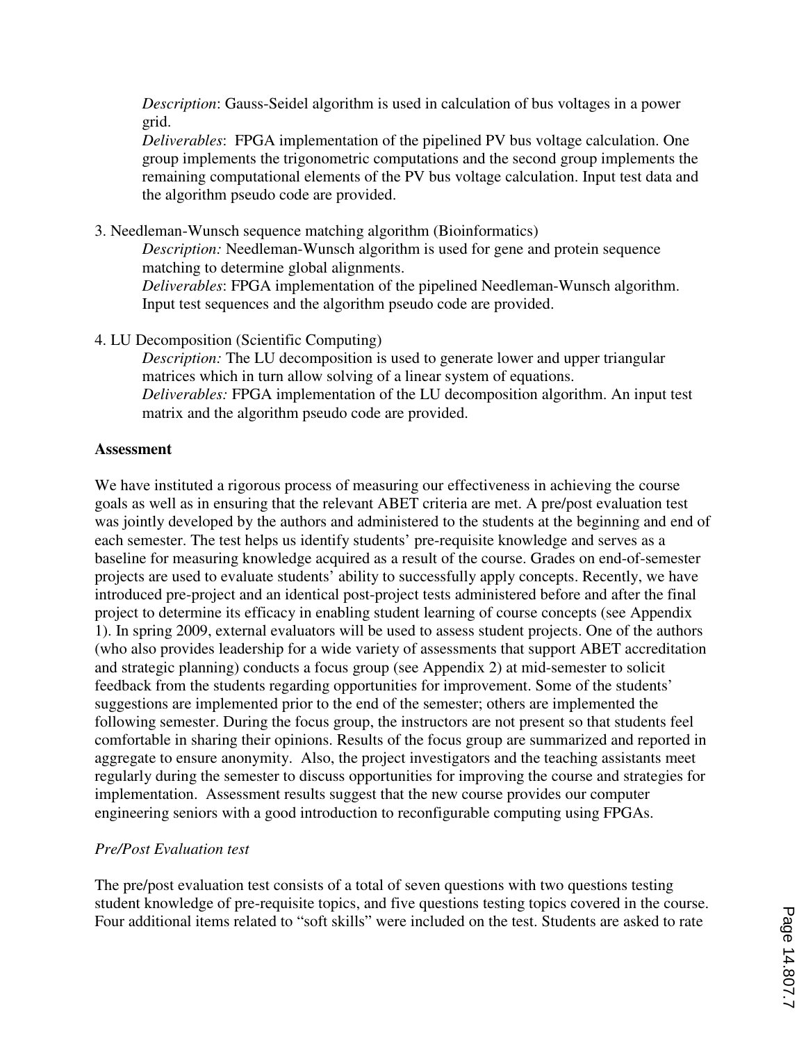*Description*: Gauss-Seidel algorithm is used in calculation of bus voltages in a power grid.
*Deliverables*: FPGA implementation of the pipelined PV bus voltage calculation. One group implements the trigonometric computations and the second group implements the remaining computational elements of the PV bus voltage calculation. Input test data and the algorithm pseudo code are provided.

3. Needleman-Wunsch sequence matching algorithm (Bioinformatics)
   *Description:* Needleman-Wunsch algorithm is used for gene and protein sequence matching to determine global alignments.
   *Deliverables*: FPGA implementation of the pipelined Needleman-Wunsch algorithm. Input test sequences and the algorithm pseudo code are provided.

4. LU Decomposition (Scientific Computing)
   *Description:* The LU decomposition is used to generate lower and upper triangular matrices which in turn allow solving of a linear system of equations.
   *Deliverables:* FPGA implementation of the LU decomposition algorithm. An input test matrix and the algorithm pseudo code are provided.

**Assessment**

We have instituted a rigorous process of measuring our effectiveness in achieving the course goals as well as in ensuring that the relevant ABET criteria are met. A pre/post evaluation test was jointly developed by the authors and administered to the students at the beginning and end of each semester. The test helps us identify students' pre-requisite knowledge and serves as a baseline for measuring knowledge acquired as a result of the course. Grades on end-of-semester projects are used to evaluate students' ability to successfully apply concepts. Recently, we have introduced pre-project and an identical post-project tests administered before and after the final project to determine its efficacy in enabling student learning of course concepts (see Appendix 1). In spring 2009, external evaluators will be used to assess student projects. One of the authors (who also provides leadership for a wide variety of assessments that support ABET accreditation and strategic planning) conducts a focus group (see Appendix 2) at mid-semester to solicit feedback from the students regarding opportunities for improvement. Some of the students' suggestions are implemented prior to the end of the semester; others are implemented the following semester. During the focus group, the instructors are not present so that students feel comfortable in sharing their opinions. Results of the focus group are summarized and reported in aggregate to ensure anonymity. Also, the project investigators and the teaching assistants meet regularly during the semester to discuss opportunities for improving the course and strategies for implementation. Assessment results suggest that the new course provides our computer engineering seniors with a good introduction to reconfigurable computing using FPGAs.

*Pre/Post Evaluation test*

The pre/post evaluation test consists of a total of seven questions with two questions testing student knowledge of pre-requisite topics, and five questions testing topics covered in the course. Four additional items related to "soft skills" were included on the test. Students are asked to rate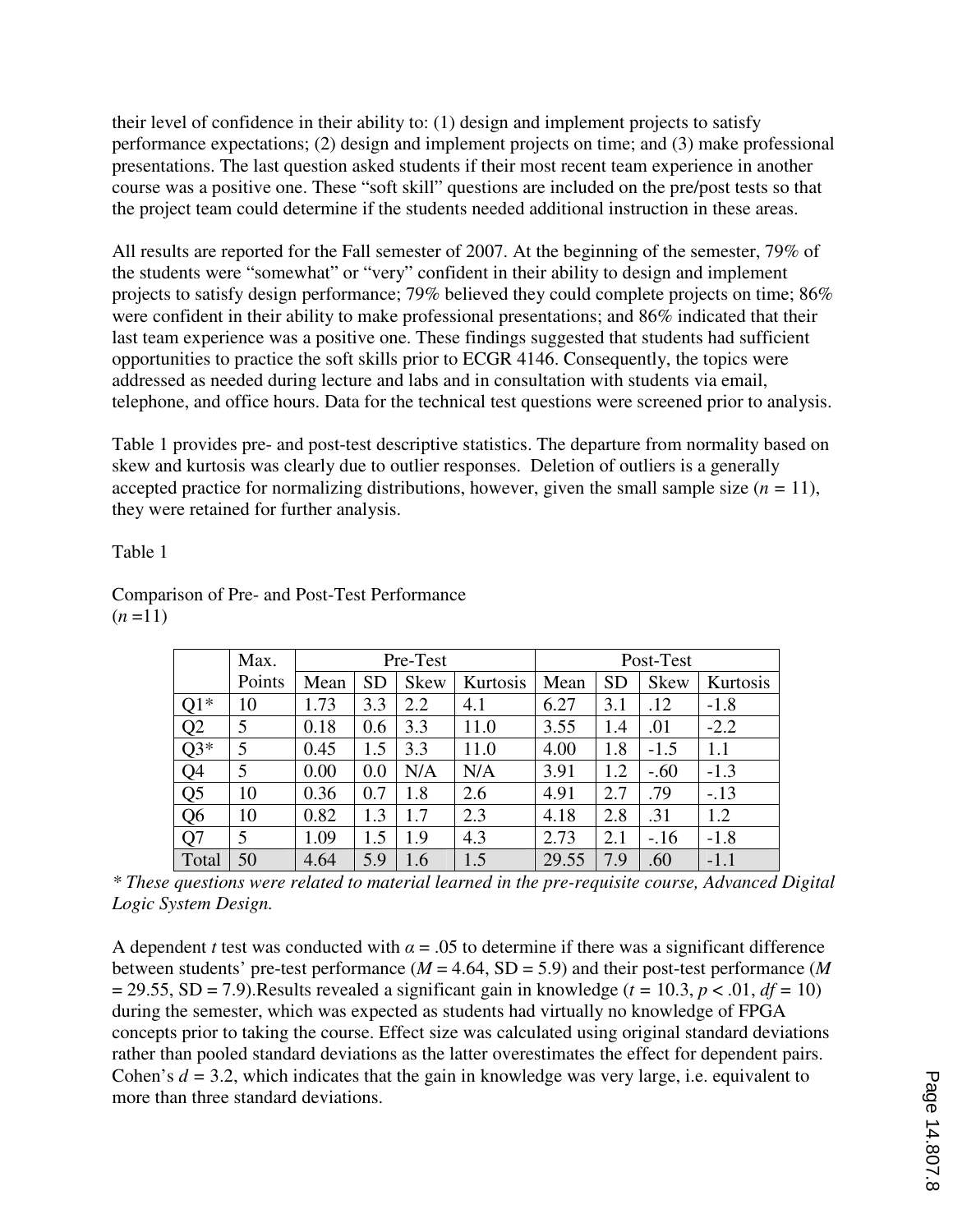their level of confidence in their ability to: (1) design and implement projects to satisfy performance expectations; (2) design and implement projects on time; and (3) make professional presentations. The last question asked students if their most recent team experience in another course was a positive one. These "soft skill" questions are included on the pre/post tests so that the project team could determine if the students needed additional instruction in these areas.

All results are reported for the Fall semester of 2007. At the beginning of the semester, 79% of the students were "somewhat" or "very" confident in their ability to design and implement projects to satisfy design performance; 79% believed they could complete projects on time; 86% were confident in their ability to make professional presentations; and 86% indicated that their last team experience was a positive one. These findings suggested that students had sufficient opportunities to practice the soft skills prior to ECGR 4146. Consequently, the topics were addressed as needed during lecture and labs and in consultation with students via email, telephone, and office hours. Data for the technical test questions were screened prior to analysis.

Table 1 provides pre- and post-test descriptive statistics. The departure from normality based on skew and kurtosis was clearly due to outlier responses. Deletion of outliers is a generally accepted practice for normalizing distributions, however, given the small sample size ($n$ = 11), they were retained for further analysis.

Table 1

Comparison of Pre- and Post-Test Performance
($n$ =11)

| | Max. | Pre-Test | | | | Post-Test | | | |
|---|---|---|---|---|---|---|---|---|---|
| | Points | Mean | SD | Skew | Kurtosis | Mean | SD | Skew | Kurtosis |
| Q1* | 10 | 1.73 | 3.3 | 2.2 | 4.1 | 6.27 | 3.1 | .12 | -1.8 |
| Q2 | 5 | 0.18 | 0.6 | 3.3 | 11.0 | 3.55 | 1.4 | .01 | -2.2 |
| Q3* | 5 | 0.45 | 1.5 | 3.3 | 11.0 | 4.00 | 1.8 | -1.5 | 1.1 |
| Q4 | 5 | 0.00 | 0.0 | N/A | N/A | 3.91 | 1.2 | -.60 | -1.3 |
| Q5 | 10 | 0.36 | 0.7 | 1.8 | 2.6 | 4.91 | 2.7 | .79 | -.13 |
| Q6 | 10 | 0.82 | 1.3 | 1.7 | 2.3 | 4.18 | 2.8 | .31 | 1.2 |
| Q7 | 5 | 1.09 | 1.5 | 1.9 | 4.3 | 2.73 | 2.1 | -.16 | -1.8 |
| Total | 50 | 4.64 | 5.9 | 1.6 | 1.5 | 29.55 | 7.9 | .60 | -1.1 |

*\* These questions were related to material learned in the pre-requisite course, Advanced Digital Logic System Design.*

A dependent $t$ test was conducted with $\alpha = .05$ to determine if there was a significant difference between students' pre-test performance ($M$ = 4.64, SD = 5.9) and their post-test performance ($M$ = 29.55, SD = 7.9).Results revealed a significant gain in knowledge ($t$ = 10.3, $p < .01$, $df$ = 10) during the semester, which was expected as students had virtually no knowledge of FPGA concepts prior to taking the course. Effect size was calculated using original standard deviations rather than pooled standard deviations as the latter overestimates the effect for dependent pairs. Cohen's $d$ = 3.2, which indicates that the gain in knowledge was very large, i.e. equivalent to more than three standard deviations.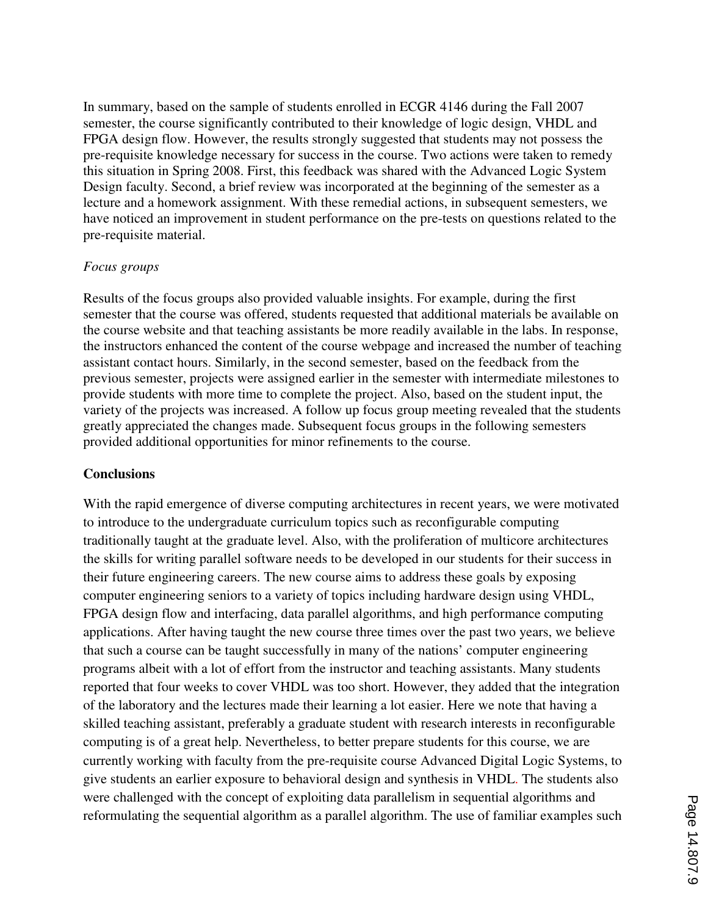In summary, based on the sample of students enrolled in ECGR 4146 during the Fall 2007 semester, the course significantly contributed to their knowledge of logic design, VHDL and FPGA design flow. However, the results strongly suggested that students may not possess the pre-requisite knowledge necessary for success in the course. Two actions were taken to remedy this situation in Spring 2008. First, this feedback was shared with the Advanced Logic System Design faculty. Second, a brief review was incorporated at the beginning of the semester as a lecture and a homework assignment. With these remedial actions, in subsequent semesters, we have noticed an improvement in student performance on the pre-tests on questions related to the pre-requisite material.

*Focus groups*

Results of the focus groups also provided valuable insights. For example, during the first semester that the course was offered, students requested that additional materials be available on the course website and that teaching assistants be more readily available in the labs. In response, the instructors enhanced the content of the course webpage and increased the number of teaching assistant contact hours. Similarly, in the second semester, based on the feedback from the previous semester, projects were assigned earlier in the semester with intermediate milestones to provide students with more time to complete the project. Also, based on the student input, the variety of the projects was increased. A follow up focus group meeting revealed that the students greatly appreciated the changes made. Subsequent focus groups in the following semesters provided additional opportunities for minor refinements to the course.

**Conclusions**

With the rapid emergence of diverse computing architectures in recent years, we were motivated to introduce to the undergraduate curriculum topics such as reconfigurable computing traditionally taught at the graduate level. Also, with the proliferation of multicore architectures the skills for writing parallel software needs to be developed in our students for their success in their future engineering careers. The new course aims to address these goals by exposing computer engineering seniors to a variety of topics including hardware design using VHDL, FPGA design flow and interfacing, data parallel algorithms, and high performance computing applications. After having taught the new course three times over the past two years, we believe that such a course can be taught successfully in many of the nations' computer engineering programs albeit with a lot of effort from the instructor and teaching assistants. Many students reported that four weeks to cover VHDL was too short. However, they added that the integration of the laboratory and the lectures made their learning a lot easier. Here we note that having a skilled teaching assistant, preferably a graduate student with research interests in reconfigurable computing is of a great help. Nevertheless, to better prepare students for this course, we are currently working with faculty from the pre-requisite course Advanced Digital Logic Systems, to give students an earlier exposure to behavioral design and synthesis in VHDL. The students also were challenged with the concept of exploiting data parallelism in sequential algorithms and reformulating the sequential algorithm as a parallel algorithm. The use of familiar examples such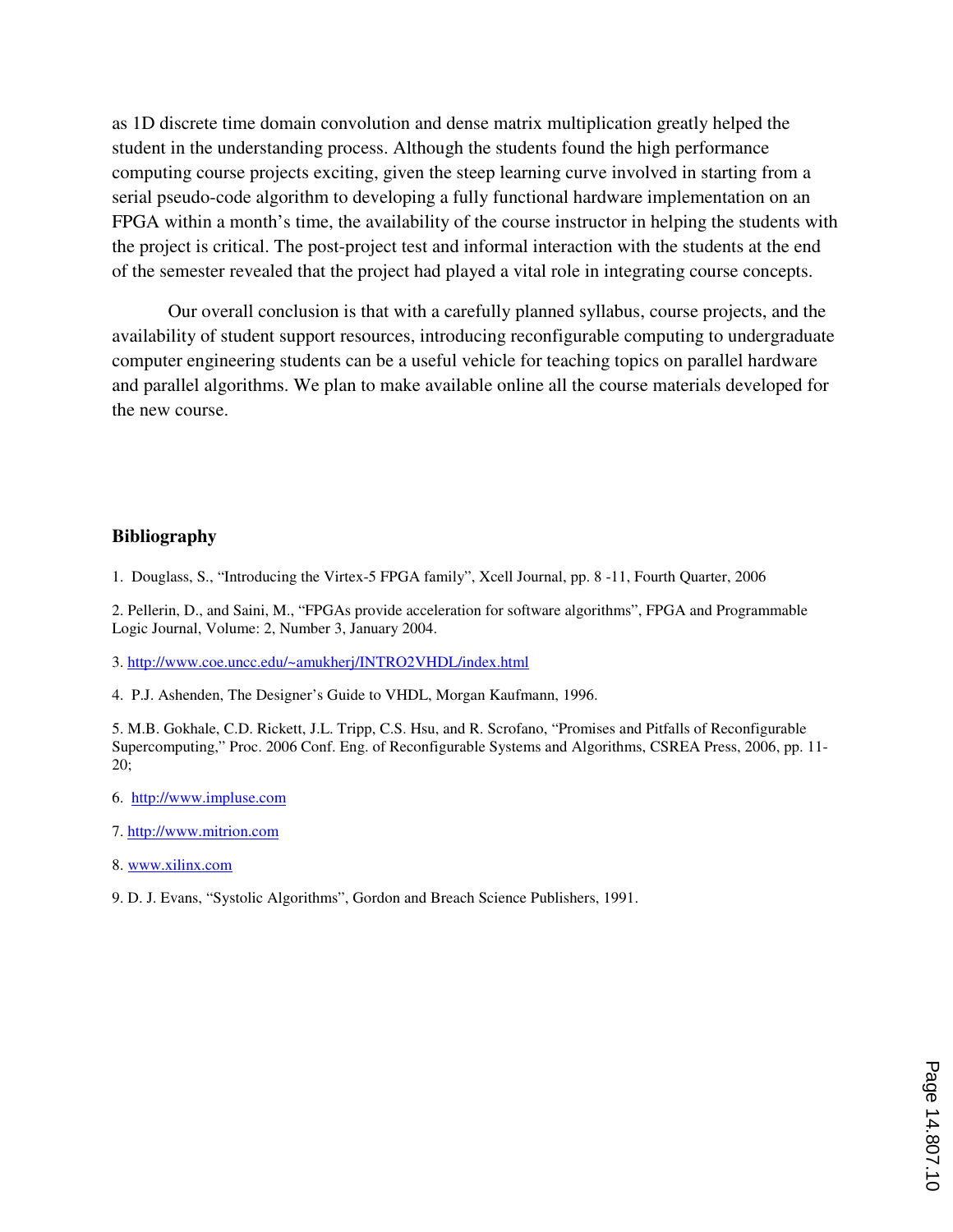as 1D discrete time domain convolution and dense matrix multiplication greatly helped the student in the understanding process. Although the students found the high performance computing course projects exciting, given the steep learning curve involved in starting from a serial pseudo-code algorithm to developing a fully functional hardware implementation on an FPGA within a month's time, the availability of the course instructor in helping the students with the project is critical. The post-project test and informal interaction with the students at the end of the semester revealed that the project had played a vital role in integrating course concepts.

Our overall conclusion is that with a carefully planned syllabus, course projects, and the availability of student support resources, introducing reconfigurable computing to undergraduate computer engineering students can be a useful vehicle for teaching topics on parallel hardware and parallel algorithms. We plan to make available online all the course materials developed for the new course.

## Bibliography

1. Douglass, S., "Introducing the Virtex-5 FPGA family", Xcell Journal, pp. 8 -11, Fourth Quarter, 2006

2. Pellerin, D., and Saini, M., "FPGAs provide acceleration for software algorithms", FPGA and Programmable Logic Journal, Volume: 2, Number 3, January 2004.

3. http://www.coe.uncc.edu/~amukherj/INTRO2VHDL/index.html

4. P.J. Ashenden, The Designer's Guide to VHDL, Morgan Kaufmann, 1996.

5. M.B. Gokhale, C.D. Rickett, J.L. Tripp, C.S. Hsu, and R. Scrofano, "Promises and Pitfalls of Reconfigurable Supercomputing," Proc. 2006 Conf. Eng. of Reconfigurable Systems and Algorithms, CSREA Press, 2006, pp. 11-20;

6. http://www.impluse.com

7. http://www.mitrion.com

8. www.xilinx.com

9. D. J. Evans, "Systolic Algorithms", Gordon and Breach Science Publishers, 1991.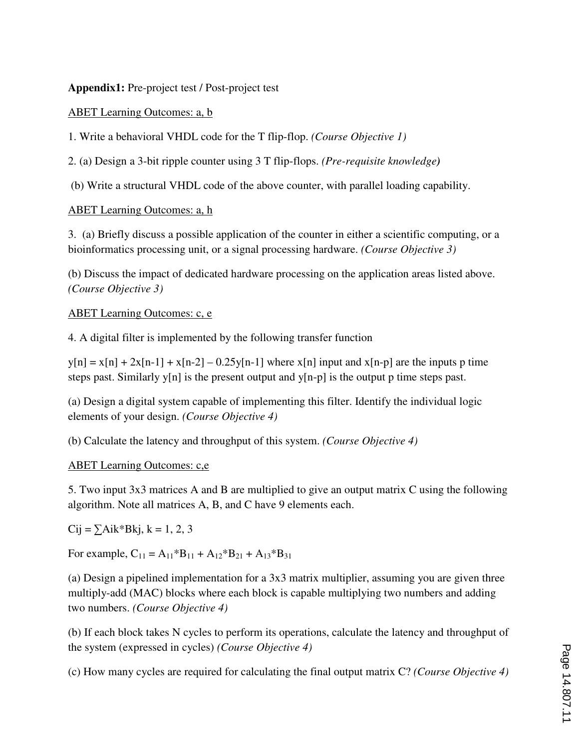**Appendix1:** Pre-project test / Post-project test

ABET Learning Outcomes: a, b

1. Write a behavioral VHDL code for the T flip-flop. *(Course Objective 1)*

2. (a) Design a 3-bit ripple counter using 3 T flip-flops. *(Pre-requisite knowledge)*

(b) Write a structural VHDL code of the above counter, with parallel loading capability.

ABET Learning Outcomes: a, h

3. (a) Briefly discuss a possible application of the counter in either a scientific computing, or a bioinformatics processing unit, or a signal processing hardware. *(Course Objective 3)*

(b) Discuss the impact of dedicated hardware processing on the application areas listed above. *(Course Objective 3)*

ABET Learning Outcomes: c, e

4. A digital filter is implemented by the following transfer function

$y[n] = x[n] + 2x[n-1] + x[n-2] – 0.25y[n-1]$ where $x[n]$ input and $x[n-p]$ are the inputs p time steps past. Similarly $y[n]$ is the present output and $y[n-p]$ is the output p time steps past.

(a) Design a digital system capable of implementing this filter. Identify the individual logic elements of your design. *(Course Objective 4)*

(b) Calculate the latency and throughput of this system. *(Course Objective 4)*

ABET Learning Outcomes: c,e

5. Two input 3x3 matrices A and B are multiplied to give an output matrix C using the following algorithm. Note all matrices A, B, and C have 9 elements each.

$C_{ij} = \sum A_{ik}*B_{kj}$, k = 1, 2, 3

For example, $C_{11} = A_{11}*B_{11} + A_{12}*B_{21} + A_{13}*B_{31}$

(a) Design a pipelined implementation for a 3x3 matrix multiplier, assuming you are given three multiply-add (MAC) blocks where each block is capable multiplying two numbers and adding two numbers. *(Course Objective 4)*

(b) If each block takes N cycles to perform its operations, calculate the latency and throughput of the system (expressed in cycles) *(Course Objective 4)*

(c) How many cycles are required for calculating the final output matrix C? *(Course Objective 4)*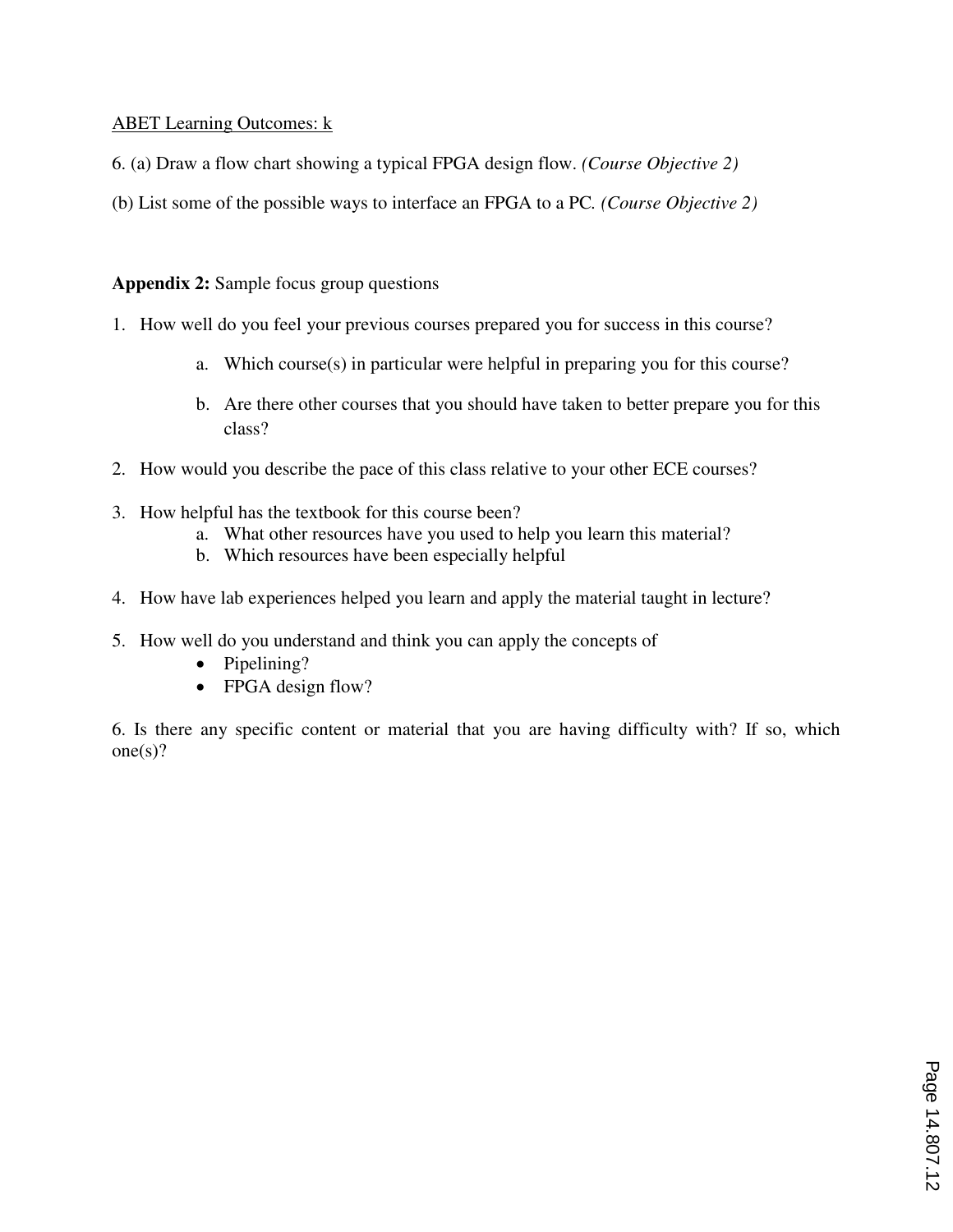ABET Learning Outcomes: k

6. (a) Draw a flow chart showing a typical FPGA design flow. *(Course Objective 2)*

(b) List some of the possible ways to interface an FPGA to a PC. *(Course Objective 2)*

**Appendix 2:** Sample focus group questions

1. How well do you feel your previous courses prepared you for success in this course?
    a. Which course(s) in particular were helpful in preparing you for this course?
    b. Are there other courses that you should have taken to better prepare you for this class?
2. How would you describe the pace of this class relative to your other ECE courses?
3. How helpful has the textbook for this course been?
    a. What other resources have you used to help you learn this material?
    b. Which resources have been especially helpful
4. How have lab experiences helped you learn and apply the material taught in lecture?
5. How well do you understand and think you can apply the concepts of
    - Pipelining?
    - FPGA design flow?

6. Is there any specific content or material that you are having difficulty with? If so, which one(s)?